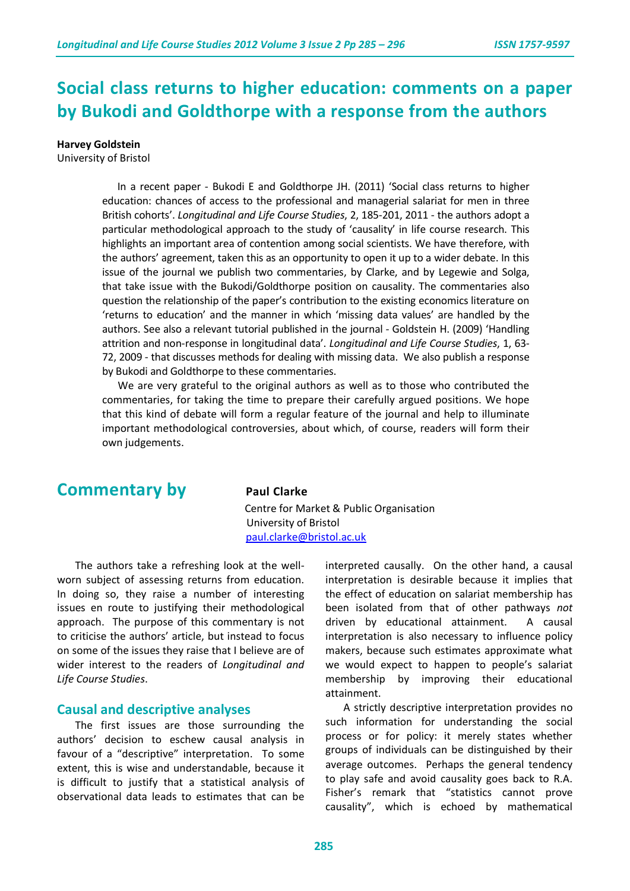# Social class returns to higher education: comments on a paper by Bukodi and Goldthorpe with a response from the authors

**Harvey Goldstein**
University of Bristol

In a recent paper - Bukodi E and Goldthorpe JH. (2011) 'Social class returns to higher education: chances of access to the professional and managerial salariat for men in three British cohorts'. *Longitudinal and Life Course Studies*, 2, 185-201, 2011 - the authors adopt a particular methodological approach to the study of 'causality' in life course research. This highlights an important area of contention among social scientists. We have therefore, with the authors' agreement, taken this as an opportunity to open it up to a wider debate. In this issue of the journal we publish two commentaries, by Clarke, and by Legewie and Solga, that take issue with the Bukodi/Goldthorpe position on causality. The commentaries also question the relationship of the paper's contribution to the existing economics literature on 'returns to education' and the manner in which 'missing data values' are handled by the authors. See also a relevant tutorial published in the journal - Goldstein H. (2009) 'Handling attrition and non-response in longitudinal data'. *Longitudinal and Life Course Studies*, 1, 63-72, 2009 - that discusses methods for dealing with missing data. We also publish a response by Bukodi and Goldthorpe to these commentaries.

We are very grateful to the original authors as well as to those who contributed the commentaries, for taking the time to prepare their carefully argued positions. We hope that this kind of debate will form a regular feature of the journal and help to illuminate important methodological controversies, about which, of course, readers will form their own judgements.

## Commentary by

**Paul Clarke**
Centre for Market & Public Organisation
University of Bristol
paul.clarke@bristol.ac.uk

The authors take a refreshing look at the well-worn subject of assessing returns from education. In doing so, they raise a number of interesting issues en route to justifying their methodological approach. The purpose of this commentary is not to criticise the authors' article, but instead to focus on some of the issues they raise that I believe are of wider interest to the readers of *Longitudinal and Life Course Studies*.

### Causal and descriptive analyses

The first issues are those surrounding the authors' decision to eschew causal analysis in favour of a "descriptive" interpretation. To some extent, this is wise and understandable, because it is difficult to justify that a statistical analysis of observational data leads to estimates that can be interpreted causally. On the other hand, a causal interpretation is desirable because it implies that the effect of education on salariat membership has been isolated from that of other pathways *not* driven by educational attainment. A causal interpretation is also necessary to influence policy makers, because such estimates approximate what we would expect to happen to people's salariat membership by improving their educational attainment.

A strictly descriptive interpretation provides no such information for understanding the social process or for policy: it merely states whether groups of individuals can be distinguished by their average outcomes. Perhaps the general tendency to play safe and avoid causality goes back to R.A. Fisher's remark that "statistics cannot prove causality", which is echoed by mathematical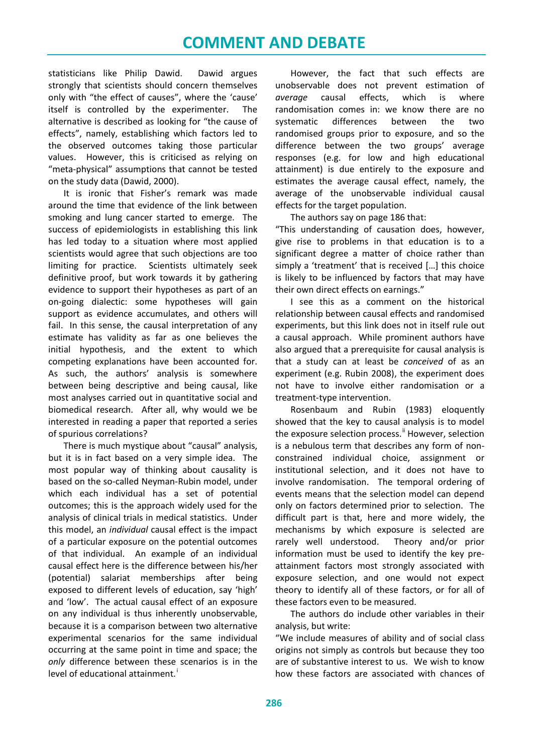statisticians like Philip Dawid. Dawid argues strongly that scientists should concern themselves only with "the effect of causes", where the 'cause' itself is controlled by the experimenter. The alternative is described as looking for "the cause of effects", namely, establishing which factors led to the observed outcomes taking those particular values. However, this is criticised as relying on "meta-physical" assumptions that cannot be tested on the study data (Dawid, 2000).

It is ironic that Fisher's remark was made around the time that evidence of the link between smoking and lung cancer started to emerge. The success of epidemiologists in establishing this link has led today to a situation where most applied scientists would agree that such objections are too limiting for practice. Scientists ultimately seek definitive proof, but work towards it by gathering evidence to support their hypotheses as part of an on-going dialectic: some hypotheses will gain support as evidence accumulates, and others will fail. In this sense, the causal interpretation of any estimate has validity as far as one believes the initial hypothesis, and the extent to which competing explanations have been accounted for. As such, the authors' analysis is somewhere between being descriptive and being causal, like most analyses carried out in quantitative social and biomedical research. After all, why would we be interested in reading a paper that reported a series of spurious correlations?

There is much mystique about "causal" analysis, but it is in fact based on a very simple idea. The most popular way of thinking about causality is based on the so-called Neyman-Rubin model, under which each individual has a set of potential outcomes; this is the approach widely used for the analysis of clinical trials in medical statistics. Under this model, an *individual* causal effect is the impact of a particular exposure on the potential outcomes of that individual. An example of an individual causal effect here is the difference between his/her (potential) salariat memberships after being exposed to different levels of education, say 'high' and 'low'. The actual causal effect of an exposure on any individual is thus inherently unobservable, because it is a comparison between two alternative experimental scenarios for the same individual occurring at the same point in time and space; the *only* difference between these scenarios is in the level of educational attainment.[i]

However, the fact that such effects are unobservable does not prevent estimation of *average* causal effects, which is where randomisation comes in: we know there are no systematic differences between the two randomised groups prior to exposure, and so the difference between the two groups' average responses (e.g. for low and high educational attainment) is due entirely to the exposure and estimates the average causal effect, namely, the average of the unobservable individual causal effects for the target population.

The authors say on page 186 that:

"This understanding of causation does, however, give rise to problems in that education is to a significant degree a matter of choice rather than simply a 'treatment' that is received [...] this choice is likely to be influenced by factors that may have their own direct effects on earnings."

I see this as a comment on the historical relationship between causal effects and randomised experiments, but this link does not in itself rule out a causal approach. While prominent authors have also argued that a prerequisite for causal analysis is that a study can at least be *conceived* of as an experiment (e.g. Rubin 2008), the experiment does not have to involve either randomisation or a treatment-type intervention.

Rosenbaum and Rubin (1983) eloquently showed that the key to causal analysis is to model the exposure selection process.[ii] However, selection is a nebulous term that describes any form of non-constrained individual choice, assignment or institutional selection, and it does not have to involve randomisation. The temporal ordering of events means that the selection model can depend only on factors determined prior to selection. The difficult part is that, here and more widely, the mechanisms by which exposure is selected are rarely well understood. Theory and/or prior information must be used to identify the key pre-attainment factors most strongly associated with exposure selection, and one would not expect theory to identify all of these factors, or for all of these factors even to be measured.

The authors do include other variables in their analysis, but write:

"We include measures of ability and of social class origins not simply as controls but because they too are of substantive interest to us. We wish to know how these factors are associated with chances of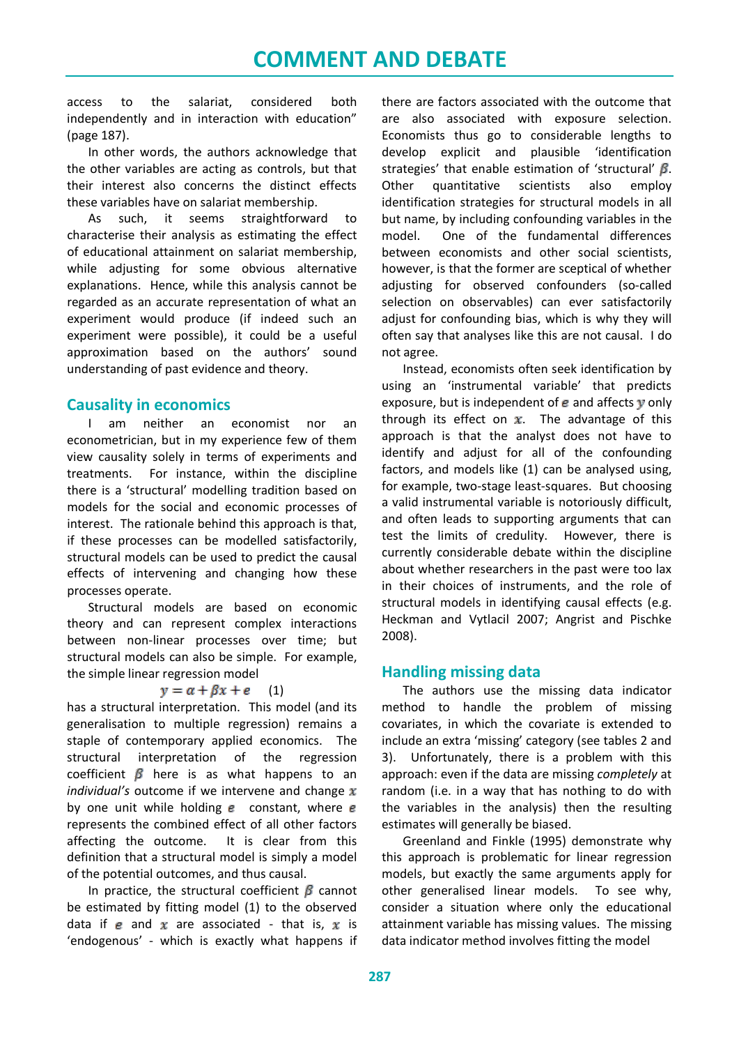access to the salariat, considered both independently and in interaction with education" (page 187).

In other words, the authors acknowledge that the other variables are acting as controls, but that their interest also concerns the distinct effects these variables have on salariat membership.

As such, it seems straightforward to characterise their analysis as estimating the effect of educational attainment on salariat membership, while adjusting for some obvious alternative explanations. Hence, while this analysis cannot be regarded as an accurate representation of what an experiment would produce (if indeed such an experiment were possible), it could be a useful approximation based on the authors' sound understanding of past evidence and theory.

## Causality in economics

I am neither an economist nor an econometrician, but in my experience few of them view causality solely in terms of experiments and treatments. For instance, within the discipline there is a 'structural' modelling tradition based on models for the social and economic processes of interest. The rationale behind this approach is that, if these processes can be modelled satisfactorily, structural models can be used to predict the causal effects of intervening and changing how these processes operate.

Structural models are based on economic theory and can represent complex interactions between non-linear processes over time; but structural models can also be simple. For example, the simple linear regression model

$$y = \alpha + \beta x + e \quad (1)$$

has a structural interpretation. This model (and its generalisation to multiple regression) remains a staple of contemporary applied economics. The structural interpretation of the regression coefficient $\beta$ here is as what happens to an *individual's* outcome if we intervene and change $x$ by one unit while holding $e$ constant, where $e$ represents the combined effect of all other factors affecting the outcome. It is clear from this definition that a structural model is simply a model of the potential outcomes, and thus causal.

In practice, the structural coefficient $\beta$ cannot be estimated by fitting model (1) to the observed data if $e$ and $x$ are associated - that is, $x$ is 'endogenous' - which is exactly what happens if there are factors associated with the outcome that are also associated with exposure selection. Economists thus go to considerable lengths to develop explicit and plausible 'identification strategies' that enable estimation of 'structural' $\beta$. Other quantitative scientists also employ identification strategies for structural models in all but name, by including confounding variables in the model. One of the fundamental differences between economists and other social scientists, however, is that the former are sceptical of whether adjusting for observed confounders (so-called selection on observables) can ever satisfactorily adjust for confounding bias, which is why they will often say that analyses like this are not causal. I do not agree.

Instead, economists often seek identification by using an 'instrumental variable' that predicts exposure, but is independent of $e$ and affects $y$ only through its effect on $x$. The advantage of this approach is that the analyst does not have to identify and adjust for all of the confounding factors, and models like (1) can be analysed using, for example, two-stage least-squares. But choosing a valid instrumental variable is notoriously difficult, and often leads to supporting arguments that can test the limits of credulity. However, there is currently considerable debate within the discipline about whether researchers in the past were too lax in their choices of instruments, and the role of structural models in identifying causal effects (e.g. Heckman and Vytlacil 2007; Angrist and Pischke 2008).

## Handling missing data

The authors use the missing data indicator method to handle the problem of missing covariates, in which the covariate is extended to include an extra 'missing' category (see tables 2 and 3). Unfortunately, there is a problem with this approach: even if the data are missing *completely* at random (i.e. in a way that has nothing to do with the variables in the analysis) then the resulting estimates will generally be biased.

Greenland and Finkle (1995) demonstrate why this approach is problematic for linear regression models, but exactly the same arguments apply for other generalised linear models. To see why, consider a situation where only the educational attainment variable has missing values. The missing data indicator method involves fitting the model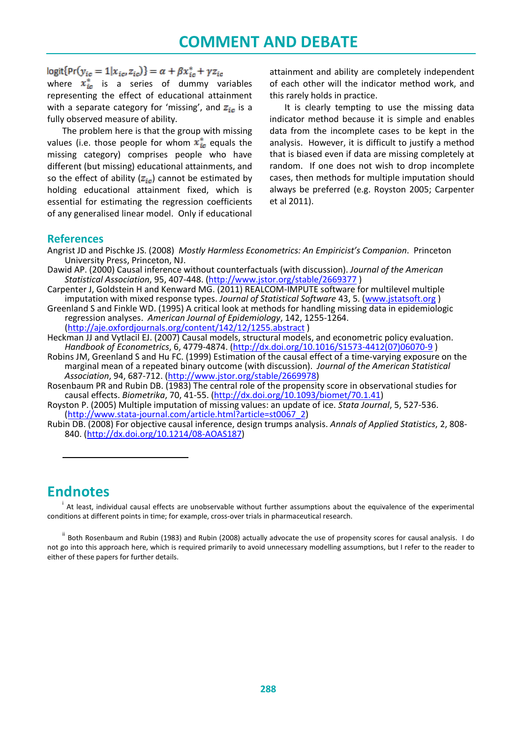$$\text{logit}\{\Pr(y_{ic} = 1 | x_{ic}, z_{ic})\} = \alpha + \beta x^*_{ic} + \gamma z_{ic}$$

where $x^*_{ic}$ is a series of dummy variables representing the effect of educational attainment with a separate category for 'missing', and $z_{ic}$ is a fully observed measure of ability.

The problem here is that the group with missing values (i.e. those people for whom $x^*_{ic}$ equals the missing category) comprises people who have different (but missing) educational attainments, and so the effect of ability ($z_{ic}$) cannot be estimated by holding educational attainment fixed, which is essential for estimating the regression coefficients of any generalised linear model. Only if educational attainment and ability are completely independent of each other will the indicator method work, and this rarely holds in practice.

It is clearly tempting to use the missing data indicator method because it is simple and enables data from the incomplete cases to be kept in the analysis. However, it is difficult to justify a method that is biased even if data are missing completely at random. If one does not wish to drop incomplete cases, then methods for multiple imputation should always be preferred (e.g. Royston 2005; Carpenter et al 2011).

## References

Angrist JD and Pischke JS. (2008) *Mostly Harmless Econometrics: An Empiricist's Companion*. Princeton University Press, Princeton, NJ.

Dawid AP. (2000) Causal inference without counterfactuals (with discussion). *Journal of the American Statistical Association*, 95, 407-448. (http://www.jstor.org/stable/2669377 )

Carpenter J, Goldstein H and Kenward MG. (2011) REALCOM-IMPUTE software for multilevel multiple imputation with mixed response types. *Journal of Statistical Software* 43, 5. (www.jstatsoft.org )

Greenland S and Finkle WD. (1995) A critical look at methods for handling missing data in epidemiologic regression analyses. *American Journal of Epidemiology*, 142, 1255-1264. (http://aje.oxfordjournals.org/content/142/12/1255.abstract )

Heckman JJ and Vytlacil EJ. (2007) Causal models, structural models, and econometric policy evaluation. *Handbook of Econometrics*, 6, 4779-4874. (http://dx.doi.org/10.1016/S1573-4412(07)06070-9 )

Robins JM, Greenland S and Hu FC. (1999) Estimation of the causal effect of a time-varying exposure on the marginal mean of a repeated binary outcome (with discussion). *Journal of the American Statistical Association*, 94, 687-712. (http://www.jstor.org/stable/2669978)

Rosenbaum PR and Rubin DB. (1983) The central role of the propensity score in observational studies for causal effects. *Biometrika*, 70, 41-55. (http://dx.doi.org/10.1093/biomet/70.1.41)

Royston P. (2005) Multiple imputation of missing values: an update of ice. *Stata Journal*, 5, 527-536. (http://www.stata-journal.com/article.html?article=st0067_2)

Rubin DB. (2008) For objective causal inference, design trumps analysis. *Annals of Applied Statistics*, 2, 808-840. (http://dx.doi.org/10.1214/08-AOAS187)

## Endnotes

[i] At least, individual causal effects are unobservable without further assumptions about the equivalence of the experimental conditions at different points in time; for example, cross-over trials in pharmaceutical research.

[ii] Both Rosenbaum and Rubin (1983) and Rubin (2008) actually advocate the use of propensity scores for causal analysis. I do not go into this approach here, which is required primarily to avoid unnecessary modelling assumptions, but I refer to the reader to either of these papers for further details.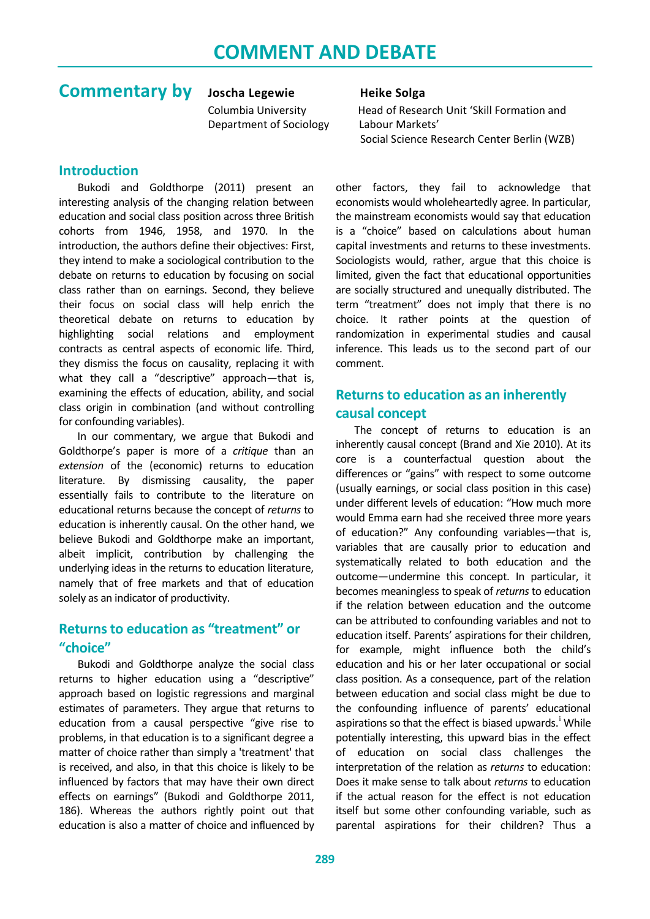# COMMENT AND DEBATE

## Commentary by

**Joscha Legewie**
Columbia University
Department of Sociology

**Heike Solga**
Head of Research Unit 'Skill Formation and Labour Markets'
Social Science Research Center Berlin (WZB)

### Introduction

Bukodi and Goldthorpe (2011) present an interesting analysis of the changing relation between education and social class position across three British cohorts from 1946, 1958, and 1970. In the introduction, the authors define their objectives: First, they intend to make a sociological contribution to the debate on returns to education by focusing on social class rather than on earnings. Second, they believe their focus on social class will help enrich the theoretical debate on returns to education by highlighting social relations and employment contracts as central aspects of economic life. Third, they dismiss the focus on causality, replacing it with what they call a "descriptive" approach—that is, examining the effects of education, ability, and social class origin in combination (and without controlling for confounding variables).

In our commentary, we argue that Bukodi and Goldthorpe's paper is more of a *critique* than an *extension* of the (economic) returns to education literature. By dismissing causality, the paper essentially fails to contribute to the literature on educational returns because the concept of *returns* to education is inherently causal. On the other hand, we believe Bukodi and Goldthorpe make an important, albeit implicit, contribution by challenging the underlying ideas in the returns to education literature, namely that of free markets and that of education solely as an indicator of productivity.

### Returns to education as "treatment" or "choice"

Bukodi and Goldthorpe analyze the social class returns to higher education using a "descriptive" approach based on logistic regressions and marginal estimates of parameters. They argue that returns to education from a causal perspective "give rise to problems, in that education is to a significant degree a matter of choice rather than simply a 'treatment' that is received, and also, in that this choice is likely to be influenced by factors that may have their own direct effects on earnings" (Bukodi and Goldthorpe 2011, 186). Whereas the authors rightly point out that education is also a matter of choice and influenced by other factors, they fail to acknowledge that economists would wholeheartedly agree. In particular, the mainstream economists would say that education is a "choice" based on calculations about human capital investments and returns to these investments. Sociologists would, rather, argue that this choice is limited, given the fact that educational opportunities are socially structured and unequally distributed. The term "treatment" does not imply that there is no choice. It rather points at the question of randomization in experimental studies and causal inference. This leads us to the second part of our comment.

### Returns to education as an inherently causal concept

The concept of returns to education is an inherently causal concept (Brand and Xie 2010). At its core is a counterfactual question about the differences or "gains" with respect to some outcome (usually earnings, or social class position in this case) under different levels of education: "How much more would Emma earn had she received three more years of education?" Any confounding variables—that is, variables that are causally prior to education and systematically related to both education and the outcome—undermine this concept. In particular, it becomes meaningless to speak of *returns* to education if the relation between education and the outcome can be attributed to confounding variables and not to education itself. Parents' aspirations for their children, for example, might influence both the child's education and his or her later occupational or social class position. As a consequence, part of the relation between education and social class might be due to the confounding influence of parents' educational aspirations so that the effect is biased upwards.[i] While potentially interesting, this upward bias in the effect of education on social class challenges the interpretation of the relation as *returns* to education: Does it make sense to talk about *returns* to education if the actual reason for the effect is not education itself but some other confounding variable, such as parental aspirations for their children? Thus a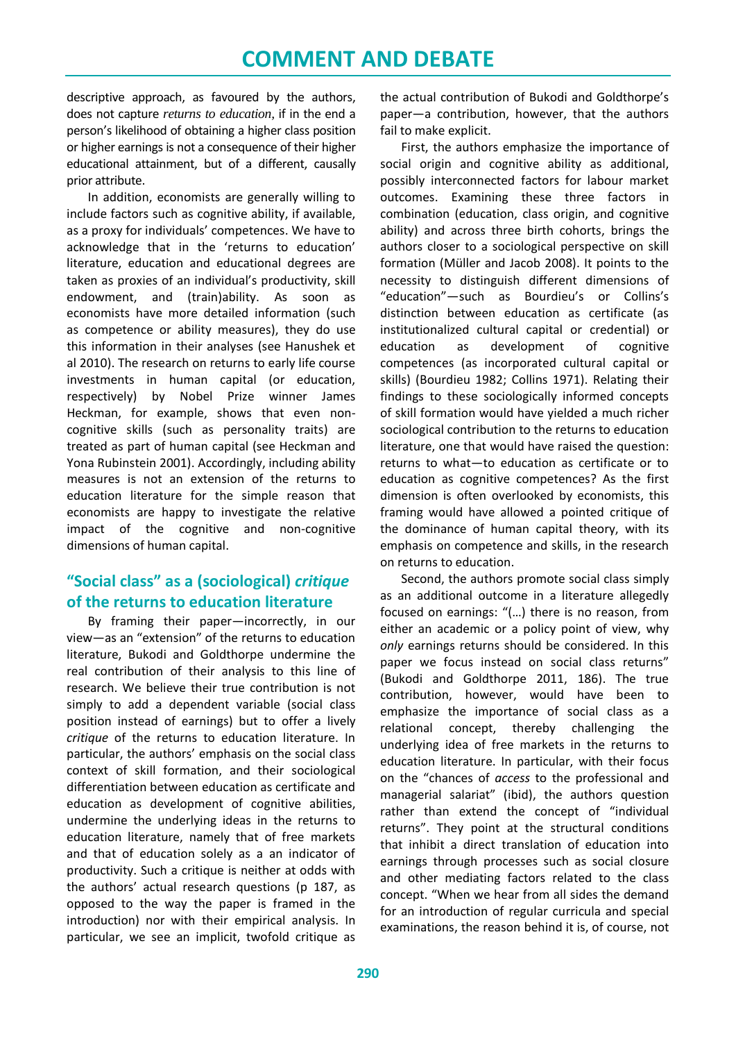descriptive approach, as favoured by the authors, does not capture *returns to education*, if in the end a person's likelihood of obtaining a higher class position or higher earnings is not a consequence of their higher educational attainment, but of a different, causally prior attribute.

In addition, economists are generally willing to include factors such as cognitive ability, if available, as a proxy for individuals' competences. We have to acknowledge that in the 'returns to education' literature, education and educational degrees are taken as proxies of an individual's productivity, skill endowment, and (train)ability. As soon as economists have more detailed information (such as competence or ability measures), they do use this information in their analyses (see Hanushek et al 2010). The research on returns to early life course investments in human capital (or education, respectively) by Nobel Prize winner James Heckman, for example, shows that even non-cognitive skills (such as personality traits) are treated as part of human capital (see Heckman and Yona Rubinstein 2001). Accordingly, including ability measures is not an extension of the returns to education literature for the simple reason that economists are happy to investigate the relative impact of the cognitive and non-cognitive dimensions of human capital.

## "Social class" as a (sociological) *critique* of the returns to education literature

By framing their paper—incorrectly, in our view—as an "extension" of the returns to education literature, Bukodi and Goldthorpe undermine the real contribution of their analysis to this line of research. We believe their true contribution is not simply to add a dependent variable (social class position instead of earnings) but to offer a lively *critique* of the returns to education literature. In particular, the authors' emphasis on the social class context of skill formation, and their sociological differentiation between education as certificate and education as development of cognitive abilities, undermine the underlying ideas in the returns to education literature, namely that of free markets and that of education solely as a an indicator of productivity. Such a critique is neither at odds with the authors' actual research questions (p 187, as opposed to the way the paper is framed in the introduction) nor with their empirical analysis. In particular, we see an implicit, twofold critique as the actual contribution of Bukodi and Goldthorpe's paper—a contribution, however, that the authors fail to make explicit.

First, the authors emphasize the importance of social origin and cognitive ability as additional, possibly interconnected factors for labour market outcomes. Examining these three factors in combination (education, class origin, and cognitive ability) and across three birth cohorts, brings the authors closer to a sociological perspective on skill formation (Müller and Jacob 2008). It points to the necessity to distinguish different dimensions of "education"—such as Bourdieu's or Collins's distinction between education as certificate (as institutionalized cultural capital or credential) or education as development of cognitive competences (as incorporated cultural capital or skills) (Bourdieu 1982; Collins 1971). Relating their findings to these sociologically informed concepts of skill formation would have yielded a much richer sociological contribution to the returns to education literature, one that would have raised the question: returns to what—to education as certificate or to education as cognitive competences? As the first dimension is often overlooked by economists, this framing would have allowed a pointed critique of the dominance of human capital theory, with its emphasis on competence and skills, in the research on returns to education.

Second, the authors promote social class simply as an additional outcome in a literature allegedly focused on earnings: "(…) there is no reason, from either an academic or a policy point of view, why *only* earnings returns should be considered. In this paper we focus instead on social class returns" (Bukodi and Goldthorpe 2011, 186). The true contribution, however, would have been to emphasize the importance of social class as a relational concept, thereby challenging the underlying idea of free markets in the returns to education literature. In particular, with their focus on the "chances of *access* to the professional and managerial salariat" (ibid), the authors question rather than extend the concept of "individual returns". They point at the structural conditions that inhibit a direct translation of education into earnings through processes such as social closure and other mediating factors related to the class concept. "When we hear from all sides the demand for an introduction of regular curricula and special examinations, the reason behind it is, of course, not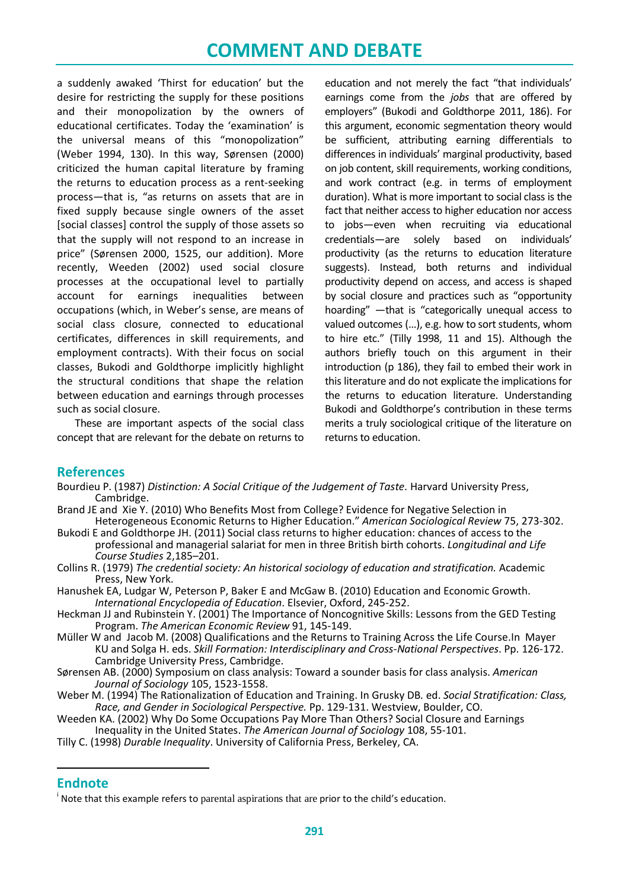a suddenly awaked 'Thirst for education' but the desire for restricting the supply for these positions and their monopolization by the owners of educational certificates. Today the 'examination' is the universal means of this "monopolization" (Weber 1994, 130). In this way, Sørensen (2000) criticized the human capital literature by framing the returns to education process as a rent-seeking process—that is, "as returns on assets that are in fixed supply because single owners of the asset [social classes] control the supply of those assets so that the supply will not respond to an increase in price" (Sørensen 2000, 1525, our addition). More recently, Weeden (2002) used social closure processes at the occupational level to partially account for earnings inequalities between occupations (which, in Weber's sense, are means of social class closure, connected to educational certificates, differences in skill requirements, and employment contracts). With their focus on social classes, Bukodi and Goldthorpe implicitly highlight the structural conditions that shape the relation between education and earnings through processes such as social closure.

These are important aspects of the social class concept that are relevant for the debate on returns to education and not merely the fact "that individuals' earnings come from the *jobs* that are offered by employers" (Bukodi and Goldthorpe 2011, 186). For this argument, economic segmentation theory would be sufficient, attributing earning differentials to differences in individuals' marginal productivity, based on job content, skill requirements, working conditions, and work contract (e.g. in terms of employment duration). What is more important to social class is the fact that neither access to higher education nor access to jobs—even when recruiting via educational credentials—are solely based on individuals' productivity (as the returns to education literature suggests). Instead, both returns and individual productivity depend on access, and access is shaped by social closure and practices such as "opportunity hoarding" —that is "categorically unequal access to valued outcomes (…), e.g. how to sort students, whom to hire etc." (Tilly 1998, 11 and 15). Although the authors briefly touch on this argument in their introduction (p 186), they fail to embed their work in this literature and do not explicate the implications for the returns to education literature. Understanding Bukodi and Goldthorpe's contribution in these terms merits a truly sociological critique of the literature on returns to education.

## References

Bourdieu P. (1987) *Distinction: A Social Critique of the Judgement of Taste*. Harvard University Press, Cambridge.

Brand JE and Xie Y. (2010) Who Benefits Most from College? Evidence for Negative Selection in Heterogeneous Economic Returns to Higher Education." *American Sociological Review* 75, 273-302.

Bukodi E and Goldthorpe JH. (2011) Social class returns to higher education: chances of access to the professional and managerial salariat for men in three British birth cohorts. *Longitudinal and Life Course Studies* 2,185–201.

Collins R. (1979) *The credential society: An historical sociology of education and stratification.* Academic Press, New York.

Hanushek EA, Ludgar W, Peterson P, Baker E and McGaw B. (2010) Education and Economic Growth. *International Encyclopedia of Education*. Elsevier, Oxford, 245-252.

Heckman JJ and Rubinstein Y. (2001) The Importance of Noncognitive Skills: Lessons from the GED Testing Program. *The American Economic Review* 91, 145-149.

Müller W and Jacob M. (2008) Qualifications and the Returns to Training Across the Life Course.In Mayer KU and Solga H. eds. *Skill Formation: Interdisciplinary and Cross-National Perspectives*. Pp. 126-172. Cambridge University Press, Cambridge.

Sørensen AB. (2000) Symposium on class analysis: Toward a sounder basis for class analysis. *American Journal of Sociology* 105, 1523-1558.

Weber M. (1994) The Rationalization of Education and Training. In Grusky DB. ed. *Social Stratification: Class, Race, and Gender in Sociological Perspective.* Pp. 129-131. Westview, Boulder, CO.

Weeden KA. (2002) Why Do Some Occupations Pay More Than Others? Social Closure and Earnings Inequality in the United States. *The American Journal of Sociology* 108, 55-101.

Tilly C. (1998) *Durable Inequality*. University of California Press, Berkeley, CA.

## Endnote

[i] Note that this example refers to parental aspirations that are prior to the child's education.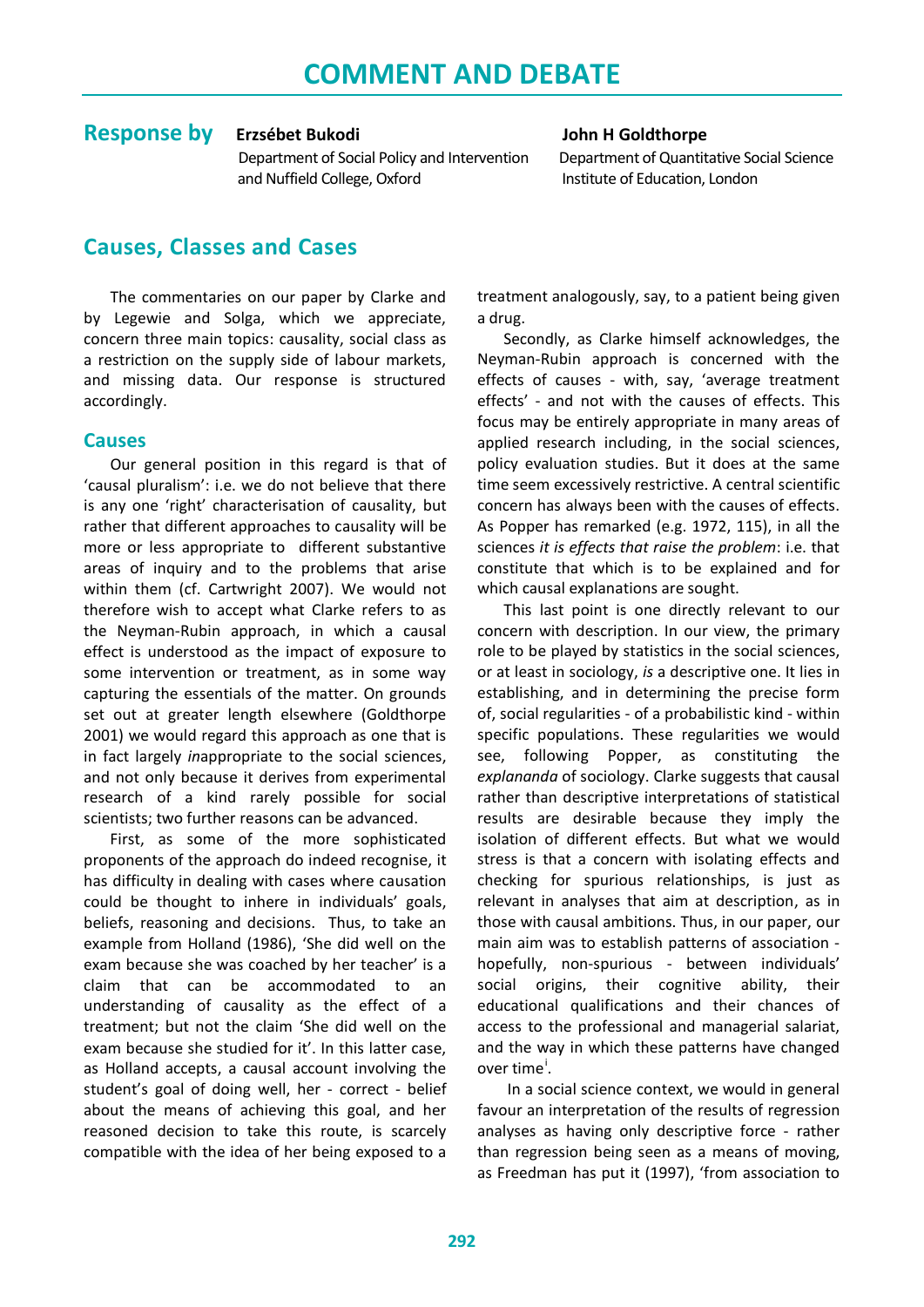# COMMENT AND DEBATE

## Response by

**Erzsébet Bukodi**
Department of Social Policy and Intervention and Nuffield College, Oxford

**John H Goldthorpe**
Department of Quantitative Social Science Institute of Education, London

## Causes, Classes and Cases

The commentaries on our paper by Clarke and by Legewie and Solga, which we appreciate, concern three main topics: causality, social class as a restriction on the supply side of labour markets, and missing data. Our response is structured accordingly.

### Causes

Our general position in this regard is that of 'causal pluralism': i.e. we do not believe that there is any one 'right' characterisation of causality, but rather that different approaches to causality will be more or less appropriate to different substantive areas of inquiry and to the problems that arise within them (cf. Cartwright 2007). We would not therefore wish to accept what Clarke refers to as the Neyman-Rubin approach, in which a causal effect is understood as the impact of exposure to some intervention or treatment, as in some way capturing the essentials of the matter. On grounds set out at greater length elsewhere (Goldthorpe 2001) we would regard this approach as one that is in fact largely *in*appropriate to the social sciences, and not only because it derives from experimental research of a kind rarely possible for social scientists; two further reasons can be advanced.

First, as some of the more sophisticated proponents of the approach do indeed recognise, it has difficulty in dealing with cases where causation could be thought to inhere in individuals' goals, beliefs, reasoning and decisions. Thus, to take an example from Holland (1986), 'She did well on the exam because she was coached by her teacher' is a claim that can be accommodated to an understanding of causality as the effect of a treatment; but not the claim 'She did well on the exam because she studied for it'. In this latter case, as Holland accepts, a causal account involving the student's goal of doing well, her - correct - belief about the means of achieving this goal, and her reasoned decision to take this route, is scarcely compatible with the idea of her being exposed to a treatment analogously, say, to a patient being given a drug.

Secondly, as Clarke himself acknowledges, the Neyman-Rubin approach is concerned with the effects of causes - with, say, 'average treatment effects' - and not with the causes of effects. This focus may be entirely appropriate in many areas of applied research including, in the social sciences, policy evaluation studies. But it does at the same time seem excessively restrictive. A central scientific concern has always been with the causes of effects. As Popper has remarked (e.g. 1972, 115), in all the sciences *it is effects that raise the problem*: i.e. that constitute that which is to be explained and for which causal explanations are sought.

This last point is one directly relevant to our concern with description. In our view, the primary role to be played by statistics in the social sciences, or at least in sociology, *is* a descriptive one. It lies in establishing, and in determining the precise form of, social regularities - of a probabilistic kind - within specific populations. These regularities we would see, following Popper, as constituting the *explananda* of sociology. Clarke suggests that causal rather than descriptive interpretations of statistical results are desirable because they imply the isolation of different effects. But what we would stress is that a concern with isolating effects and checking for spurious relationships, is just as relevant in analyses that aim at description, as in those with causal ambitions. Thus, in our paper, our main aim was to establish patterns of association - hopefully, non-spurious - between individuals' social origins, their cognitive ability, their educational qualifications and their chances of access to the professional and managerial salariat, and the way in which these patterns have changed over time[i].

In a social science context, we would in general favour an interpretation of the results of regression analyses as having only descriptive force - rather than regression being seen as a means of moving, as Freedman has put it (1997), 'from association to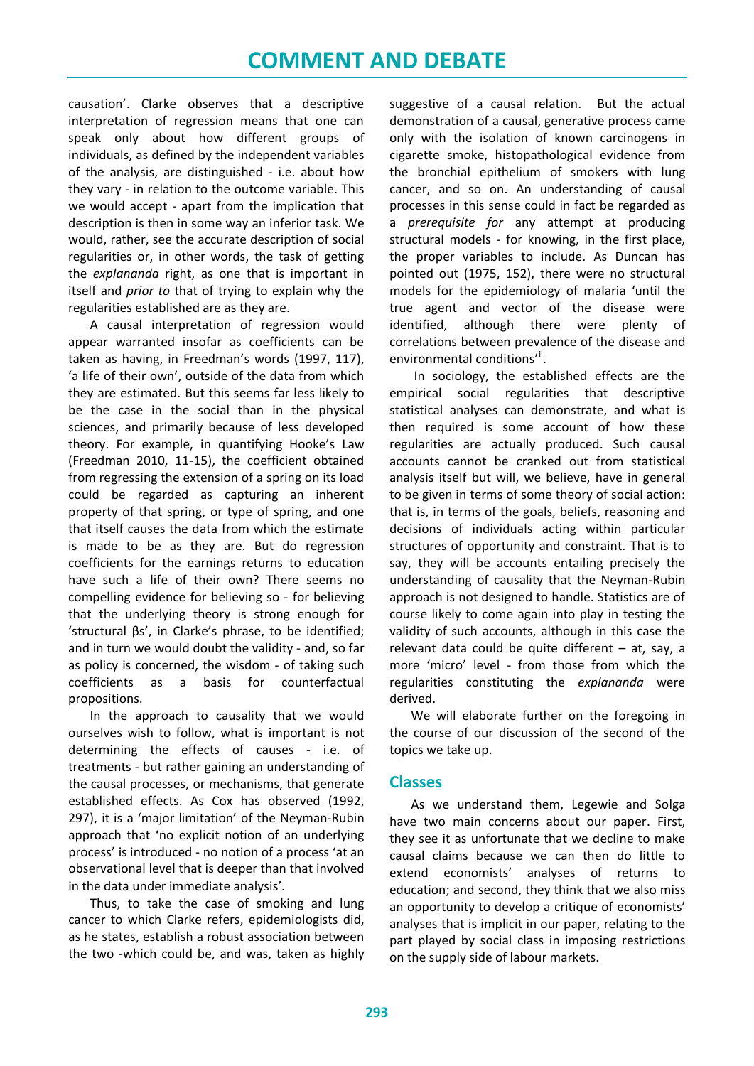causation'. Clarke observes that a descriptive interpretation of regression means that one can speak only about how different groups of individuals, as defined by the independent variables of the analysis, are distinguished - i.e. about how they vary - in relation to the outcome variable. This we would accept - apart from the implication that description is then in some way an inferior task. We would, rather, see the accurate description of social regularities or, in other words, the task of getting the *explananda* right, as one that is important in itself and *prior to* that of trying to explain why the regularities established are as they are.

A causal interpretation of regression would appear warranted insofar as coefficients can be taken as having, in Freedman's words (1997, 117), 'a life of their own', outside of the data from which they are estimated. But this seems far less likely to be the case in the social than in the physical sciences, and primarily because of less developed theory. For example, in quantifying Hooke's Law (Freedman 2010, 11-15), the coefficient obtained from regressing the extension of a spring on its load could be regarded as capturing an inherent property of that spring, or type of spring, and one that itself causes the data from which the estimate is made to be as they are. But do regression coefficients for the earnings returns to education have such a life of their own? There seems no compelling evidence for believing so - for believing that the underlying theory is strong enough for 'structural βs', in Clarke's phrase, to be identified; and in turn we would doubt the validity - and, so far as policy is concerned, the wisdom - of taking such coefficients as a basis for counterfactual propositions.

In the approach to causality that we would ourselves wish to follow, what is important is not determining the effects of causes - i.e. of treatments - but rather gaining an understanding of the causal processes, or mechanisms, that generate established effects. As Cox has observed (1992, 297), it is a 'major limitation' of the Neyman-Rubin approach that 'no explicit notion of an underlying process' is introduced - no notion of a process 'at an observational level that is deeper than that involved in the data under immediate analysis'.

Thus, to take the case of smoking and lung cancer to which Clarke refers, epidemiologists did, as he states, establish a robust association between the two -which could be, and was, taken as highly suggestive of a causal relation. But the actual demonstration of a causal, generative process came only with the isolation of known carcinogens in cigarette smoke, histopathological evidence from the bronchial epithelium of smokers with lung cancer, and so on. An understanding of causal processes in this sense could in fact be regarded as a *prerequisite for* any attempt at producing structural models - for knowing, in the first place, the proper variables to include. As Duncan has pointed out (1975, 152), there were no structural models for the epidemiology of malaria 'until the true agent and vector of the disease were identified, although there were plenty of correlations between prevalence of the disease and environmental conditions'[ii].

In sociology, the established effects are the empirical social regularities that descriptive statistical analyses can demonstrate, and what is then required is some account of how these regularities are actually produced. Such causal accounts cannot be cranked out from statistical analysis itself but will, we believe, have in general to be given in terms of some theory of social action: that is, in terms of the goals, beliefs, reasoning and decisions of individuals acting within particular structures of opportunity and constraint. That is to say, they will be accounts entailing precisely the understanding of causality that the Neyman-Rubin approach is not designed to handle. Statistics are of course likely to come again into play in testing the validity of such accounts, although in this case the relevant data could be quite different – at, say, a more 'micro' level - from those from which the regularities constituting the *explananda* were derived.

We will elaborate further on the foregoing in the course of our discussion of the second of the topics we take up.

## Classes

As we understand them, Legewie and Solga have two main concerns about our paper. First, they see it as unfortunate that we decline to make causal claims because we can then do little to extend economists' analyses of returns to education; and second, they think that we also miss an opportunity to develop a critique of economists' analyses that is implicit in our paper, relating to the part played by social class in imposing restrictions on the supply side of labour markets.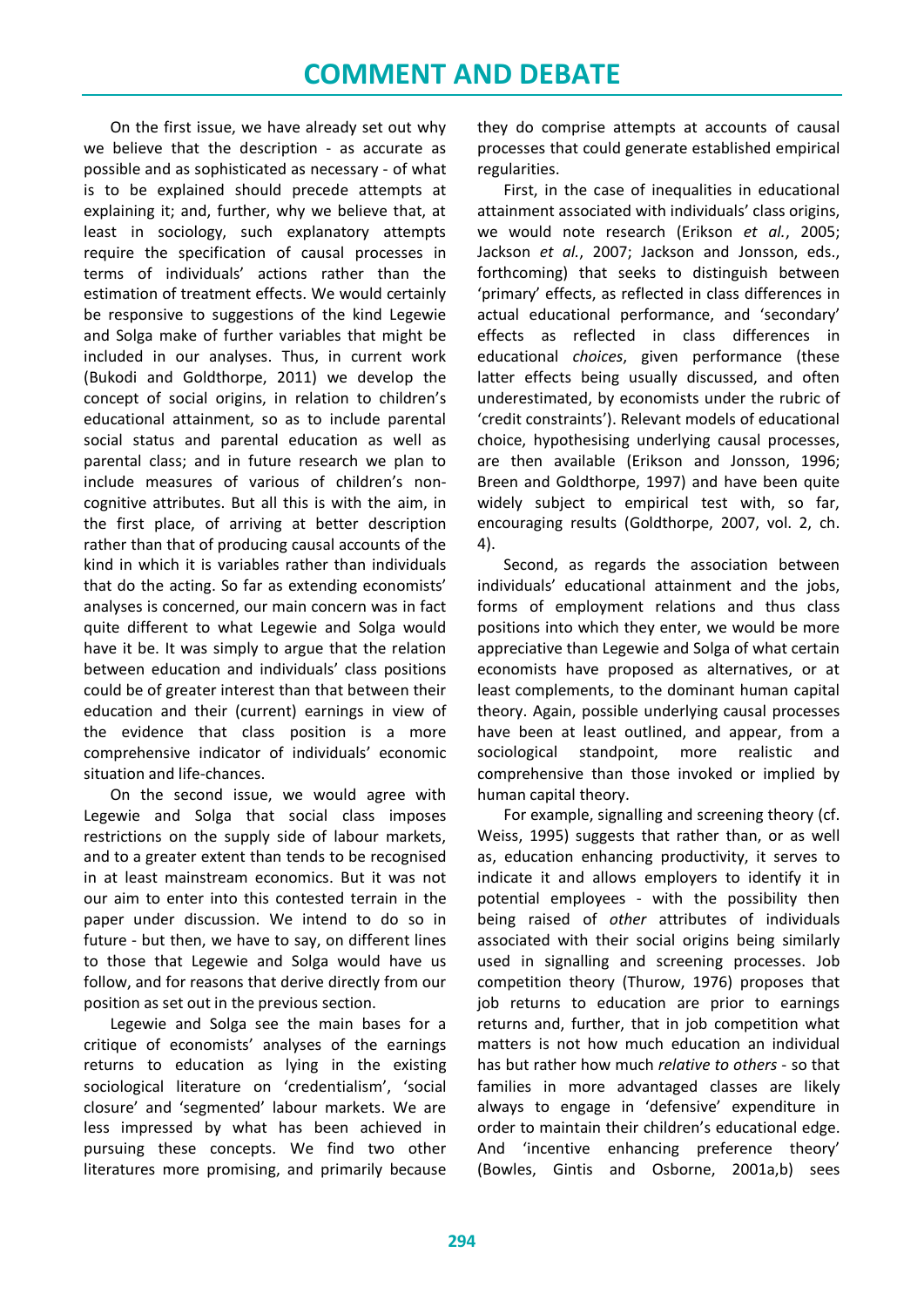On the first issue, we have already set out why we believe that the description - as accurate as possible and as sophisticated as necessary - of what is to be explained should precede attempts at explaining it; and, further, why we believe that, at least in sociology, such explanatory attempts require the specification of causal processes in terms of individuals' actions rather than the estimation of treatment effects. We would certainly be responsive to suggestions of the kind Legewie and Solga make of further variables that might be included in our analyses. Thus, in current work (Bukodi and Goldthorpe, 2011) we develop the concept of social origins, in relation to children's educational attainment, so as to include parental social status and parental education as well as parental class; and in future research we plan to include measures of various of children's non-cognitive attributes. But all this is with the aim, in the first place, of arriving at better description rather than that of producing causal accounts of the kind in which it is variables rather than individuals that do the acting. So far as extending economists' analyses is concerned, our main concern was in fact quite different to what Legewie and Solga would have it be. It was simply to argue that the relation between education and individuals' class positions could be of greater interest than that between their education and their (current) earnings in view of the evidence that class position is a more comprehensive indicator of individuals' economic situation and life-chances.

On the second issue, we would agree with Legewie and Solga that social class imposes restrictions on the supply side of labour markets, and to a greater extent than tends to be recognised in at least mainstream economics. But it was not our aim to enter into this contested terrain in the paper under discussion. We intend to do so in future - but then, we have to say, on different lines to those that Legewie and Solga would have us follow, and for reasons that derive directly from our position as set out in the previous section.

Legewie and Solga see the main bases for a critique of economists' analyses of the earnings returns to education as lying in the existing sociological literature on 'credentialism', 'social closure' and 'segmented' labour markets. We are less impressed by what has been achieved in pursuing these concepts. We find two other literatures more promising, and primarily because they do comprise attempts at accounts of causal processes that could generate established empirical regularities.

First, in the case of inequalities in educational attainment associated with individuals' class origins, we would note research (Erikson *et al.*, 2005; Jackson *et al.*, 2007; Jackson and Jonsson, eds., forthcoming) that seeks to distinguish between 'primary' effects, as reflected in class differences in actual educational performance, and 'secondary' effects as reflected in class differences in educational *choices*, given performance (these latter effects being usually discussed, and often underestimated, by economists under the rubric of 'credit constraints'). Relevant models of educational choice, hypothesising underlying causal processes, are then available (Erikson and Jonsson, 1996; Breen and Goldthorpe, 1997) and have been quite widely subject to empirical test with, so far, encouraging results (Goldthorpe, 2007, vol. 2, ch. 4).

Second, as regards the association between individuals' educational attainment and the jobs, forms of employment relations and thus class positions into which they enter, we would be more appreciative than Legewie and Solga of what certain economists have proposed as alternatives, or at least complements, to the dominant human capital theory. Again, possible underlying causal processes have been at least outlined, and appear, from a sociological standpoint, more realistic and comprehensive than those invoked or implied by human capital theory.

For example, signalling and screening theory (cf. Weiss, 1995) suggests that rather than, or as well as, education enhancing productivity, it serves to indicate it and allows employers to identify it in potential employees - with the possibility then being raised of *other* attributes of individuals associated with their social origins being similarly used in signalling and screening processes. Job competition theory (Thurow, 1976) proposes that job returns to education are prior to earnings returns and, further, that in job competition what matters is not how much education an individual has but rather how much *relative to others* - so that families in more advantaged classes are likely always to engage in 'defensive' expenditure in order to maintain their children's educational edge. And 'incentive enhancing preference theory' (Bowles, Gintis and Osborne, 2001a,b) sees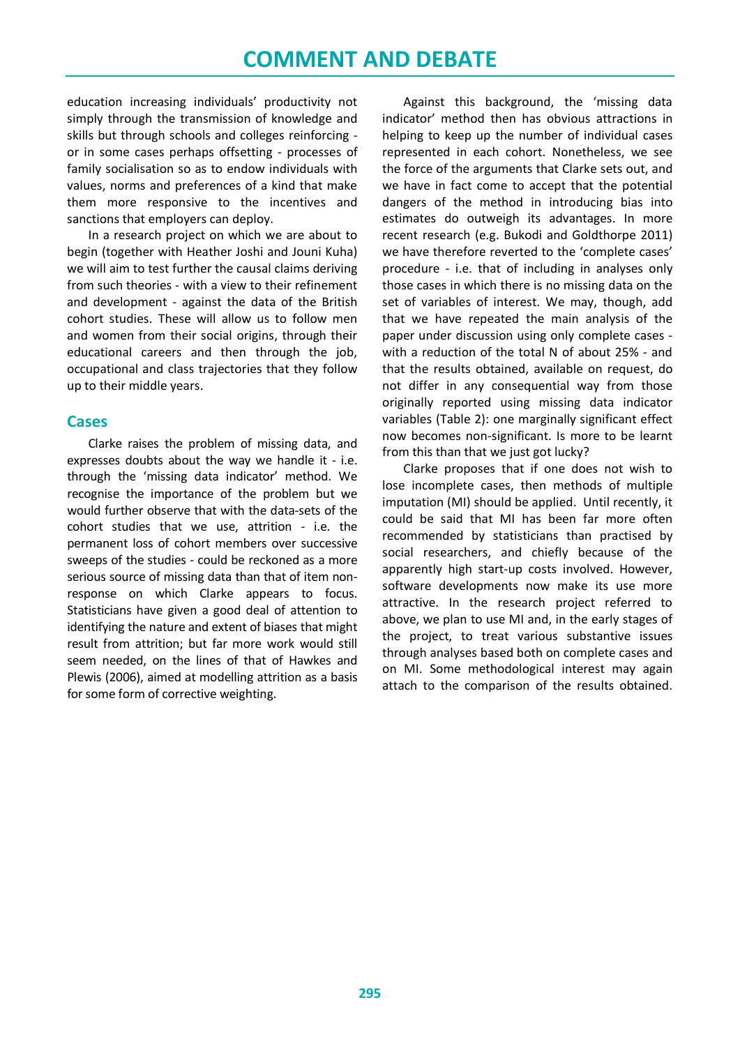education increasing individuals' productivity not simply through the transmission of knowledge and skills but through schools and colleges reinforcing - or in some cases perhaps offsetting - processes of family socialisation so as to endow individuals with values, norms and preferences of a kind that make them more responsive to the incentives and sanctions that employers can deploy.

In a research project on which we are about to begin (together with Heather Joshi and Jouni Kuha) we will aim to test further the causal claims deriving from such theories - with a view to their refinement and development - against the data of the British cohort studies. These will allow us to follow men and women from their social origins, through their educational careers and then through the job, occupational and class trajectories that they follow up to their middle years.

## Cases

Clarke raises the problem of missing data, and expresses doubts about the way we handle it - i.e. through the 'missing data indicator' method. We recognise the importance of the problem but we would further observe that with the data-sets of the cohort studies that we use, attrition - i.e. the permanent loss of cohort members over successive sweeps of the studies - could be reckoned as a more serious source of missing data than that of item non-response on which Clarke appears to focus. Statisticians have given a good deal of attention to identifying the nature and extent of biases that might result from attrition; but far more work would still seem needed, on the lines of that of Hawkes and Plewis (2006), aimed at modelling attrition as a basis for some form of corrective weighting.

Against this background, the 'missing data indicator' method then has obvious attractions in helping to keep up the number of individual cases represented in each cohort. Nonetheless, we see the force of the arguments that Clarke sets out, and we have in fact come to accept that the potential dangers of the method in introducing bias into estimates do outweigh its advantages. In more recent research (e.g. Bukodi and Goldthorpe 2011) we have therefore reverted to the 'complete cases' procedure - i.e. that of including in analyses only those cases in which there is no missing data on the set of variables of interest. We may, though, add that we have repeated the main analysis of the paper under discussion using only complete cases - with a reduction of the total N of about 25% - and that the results obtained, available on request, do not differ in any consequential way from those originally reported using missing data indicator variables (Table 2): one marginally significant effect now becomes non-significant. Is more to be learnt from this than that we just got lucky?

Clarke proposes that if one does not wish to lose incomplete cases, then methods of multiple imputation (MI) should be applied. Until recently, it could be said that MI has been far more often recommended by statisticians than practised by social researchers, and chiefly because of the apparently high start-up costs involved. However, software developments now make its use more attractive. In the research project referred to above, we plan to use MI and, in the early stages of the project, to treat various substantive issues through analyses based both on complete cases and on MI. Some methodological interest may again attach to the comparison of the results obtained.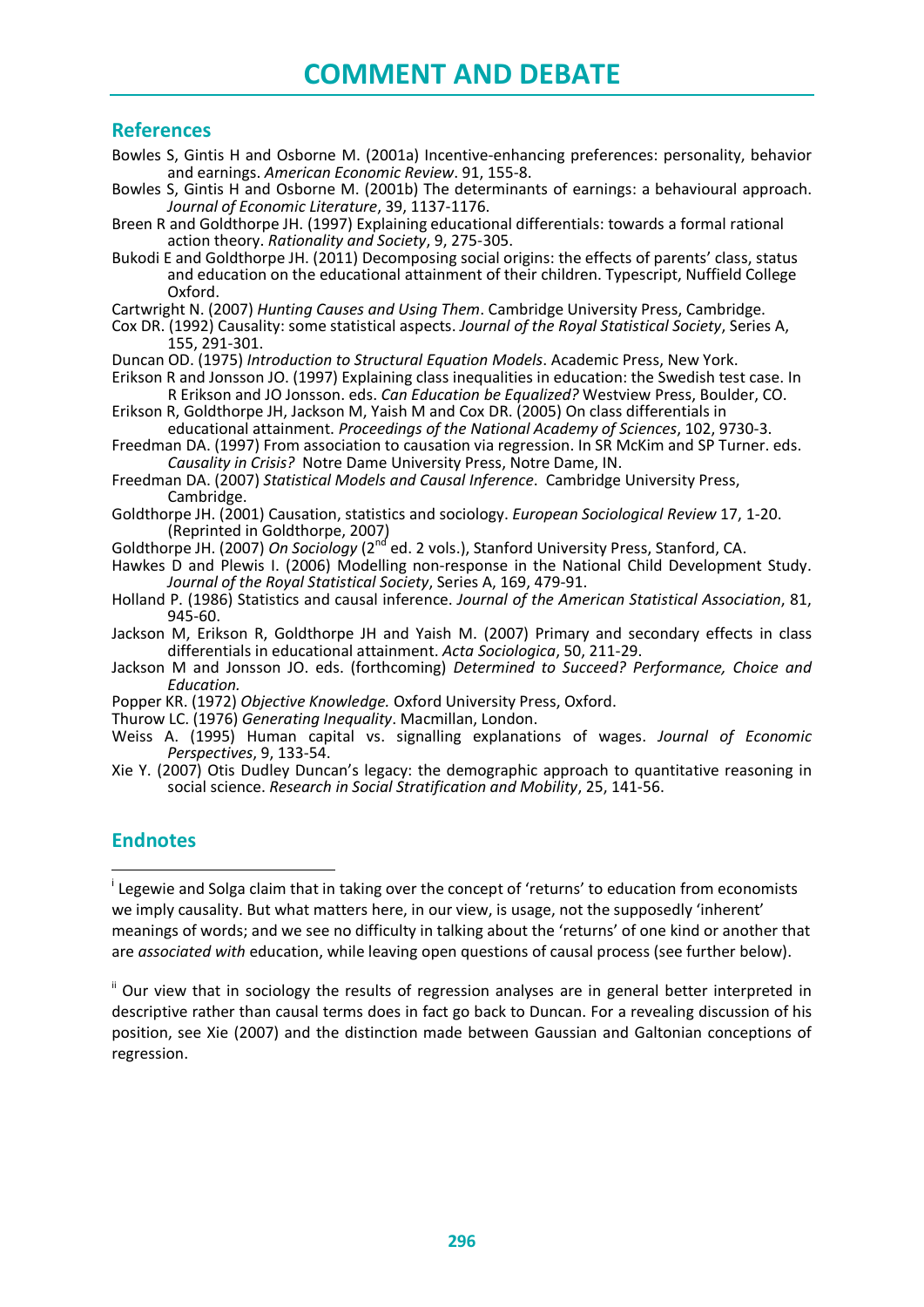## References

Bowles S, Gintis H and Osborne M. (2001a) Incentive-enhancing preferences: personality, behavior and earnings. *American Economic Review*. 91, 155-8.

Bowles S, Gintis H and Osborne M. (2001b) The determinants of earnings: a behavioural approach. *Journal of Economic Literature*, 39, 1137-1176.

Breen R and Goldthorpe JH. (1997) Explaining educational differentials: towards a formal rational action theory. *Rationality and Society*, 9, 275-305.

Bukodi E and Goldthorpe JH. (2011) Decomposing social origins: the effects of parents' class, status and education on the educational attainment of their children. Typescript, Nuffield College Oxford.

Cartwright N. (2007) *Hunting Causes and Using Them*. Cambridge University Press, Cambridge.

Cox DR. (1992) Causality: some statistical aspects. *Journal of the Royal Statistical Society*, Series A, 155, 291-301.

Duncan OD. (1975) *Introduction to Structural Equation Models*. Academic Press, New York.

Erikson R and Jonsson JO. (1997) Explaining class inequalities in education: the Swedish test case. In R Erikson and JO Jonsson. eds. *Can Education be Equalized?* Westview Press, Boulder, CO.

Erikson R, Goldthorpe JH, Jackson M, Yaish M and Cox DR. (2005) On class differentials in educational attainment. *Proceedings of the National Academy of Sciences*, 102, 9730-3.

Freedman DA. (1997) From association to causation via regression. In SR McKim and SP Turner. eds. *Causality in Crisis?* Notre Dame University Press, Notre Dame, IN.

Freedman DA. (2007) *Statistical Models and Causal Inference*. Cambridge University Press, Cambridge.

Goldthorpe JH. (2001) Causation, statistics and sociology. *European Sociological Review* 17, 1-20. (Reprinted in Goldthorpe, 2007)

Goldthorpe JH. (2007) *On Sociology* (2nd ed. 2 vols.), Stanford University Press, Stanford, CA.

Hawkes D and Plewis I. (2006) Modelling non-response in the National Child Development Study. *Journal of the Royal Statistical Society*, Series A, 169, 479-91.

Holland P. (1986) Statistics and causal inference. *Journal of the American Statistical Association*, 81, 945-60.

Jackson M, Erikson R, Goldthorpe JH and Yaish M. (2007) Primary and secondary effects in class differentials in educational attainment. *Acta Sociologica*, 50, 211-29.

Jackson M and Jonsson JO. eds. (forthcoming) *Determined to Succeed? Performance, Choice and Education.*

Popper KR. (1972) *Objective Knowledge.* Oxford University Press, Oxford.

Thurow LC. (1976) *Generating Inequality*. Macmillan, London.

Weiss A. (1995) Human capital vs. signalling explanations of wages. *Journal of Economic Perspectives*, 9, 133-54.

Xie Y. (2007) Otis Dudley Duncan's legacy: the demographic approach to quantitative reasoning in social science. *Research in Social Stratification and Mobility*, 25, 141-56.

## Endnotes

[i] Legewie and Solga claim that in taking over the concept of 'returns' to education from economists we imply causality. But what matters here, in our view, is usage, not the supposedly 'inherent' meanings of words; and we see no difficulty in talking about the 'returns' of one kind or another that are *associated with* education, while leaving open questions of causal process (see further below).

[ii] Our view that in sociology the results of regression analyses are in general better interpreted in descriptive rather than causal terms does in fact go back to Duncan. For a revealing discussion of his position, see Xie (2007) and the distinction made between Gaussian and Galtonian conceptions of regression.